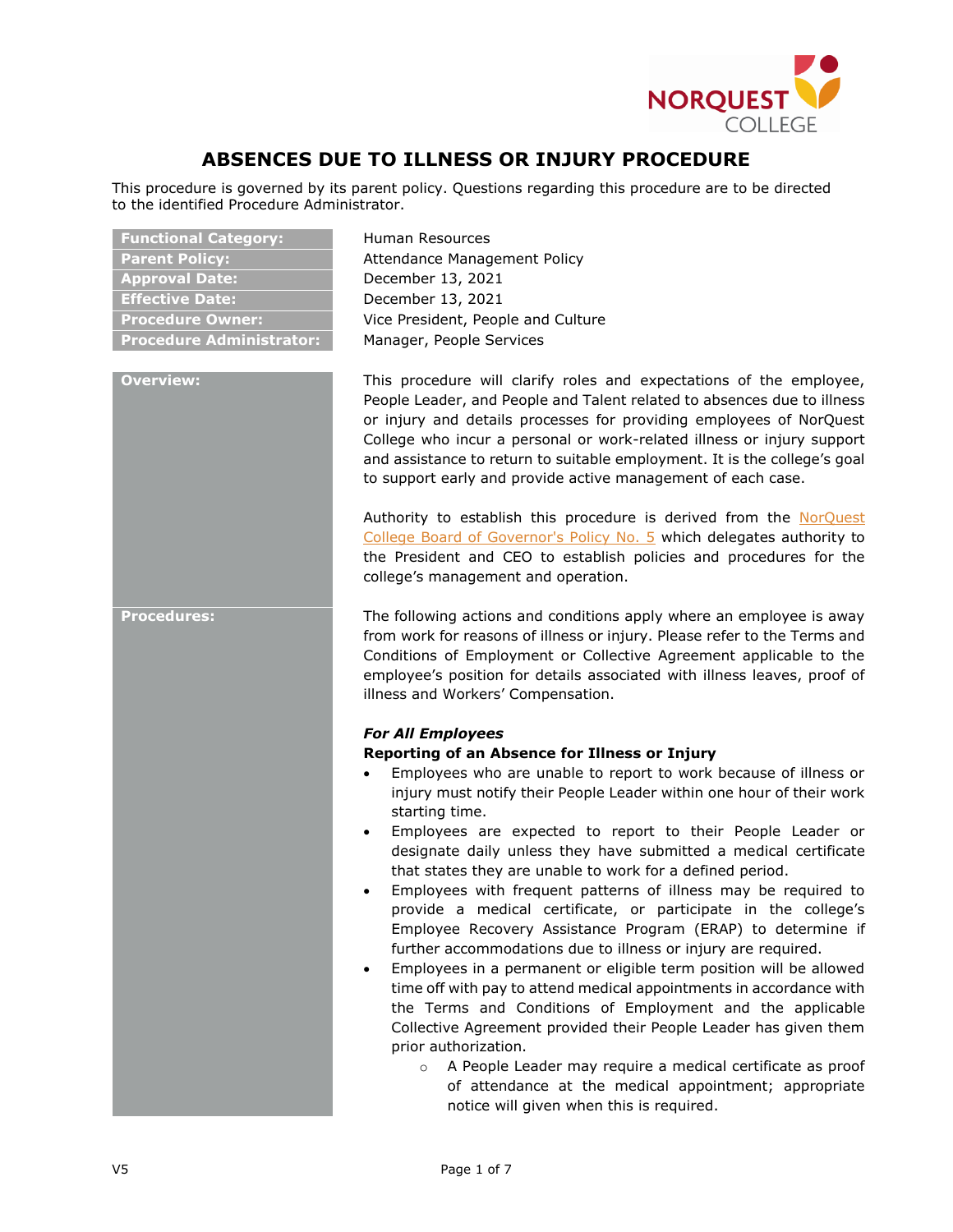# ABSENCES DUE TO ILLNESS OR INJURY PROCEDURE

This procedure is governed by its parent policy. Questions regarding this procedure are to be directed to the identified Procedure Administrator.

| | |
|---|---|
| **Functional Category:** | Human Resources |
| **Parent Policy:** | Attendance Management Policy |
| **Approval Date:** | December 13, 2021 |
| **Effective Date:** | December 13, 2021 |
| **Procedure Owner:** | Vice President, People and Culture |
| **Procedure Administrator:** | Manager, People Services |

## Overview:

This procedure will clarify roles and expectations of the employee, People Leader, and People and Talent related to absences due to illness or injury and details processes for providing employees of NorQuest College who incur a personal or work-related illness or injury support and assistance to return to suitable employment. It is the college's goal to support early and provide active management of each case.

Authority to establish this procedure is derived from the NorQuest College Board of Governor's Policy No. 5 which delegates authority to the President and CEO to establish policies and procedures for the college's management and operation.

## Procedures:

The following actions and conditions apply where an employee is away from work for reasons of illness or injury. Please refer to the Terms and Conditions of Employment or Collective Agreement applicable to the employee's position for details associated with illness leaves, proof of illness and Workers' Compensation.

***For All Employees***

**Reporting of an Absence for Illness or Injury**

- Employees who are unable to report to work because of illness or injury must notify their People Leader within one hour of their work starting time.
- Employees are expected to report to their People Leader or designate daily unless they have submitted a medical certificate that states they are unable to work for a defined period.
- Employees with frequent patterns of illness may be required to provide a medical certificate, or participate in the college's Employee Recovery Assistance Program (ERAP) to determine if further accommodations due to illness or injury are required.
- Employees in a permanent or eligible term position will be allowed time off with pay to attend medical appointments in accordance with the Terms and Conditions of Employment and the applicable Collective Agreement provided their People Leader has given them prior authorization.
    - A People Leader may require a medical certificate as proof of attendance at the medical appointment; appropriate notice will given when this is required.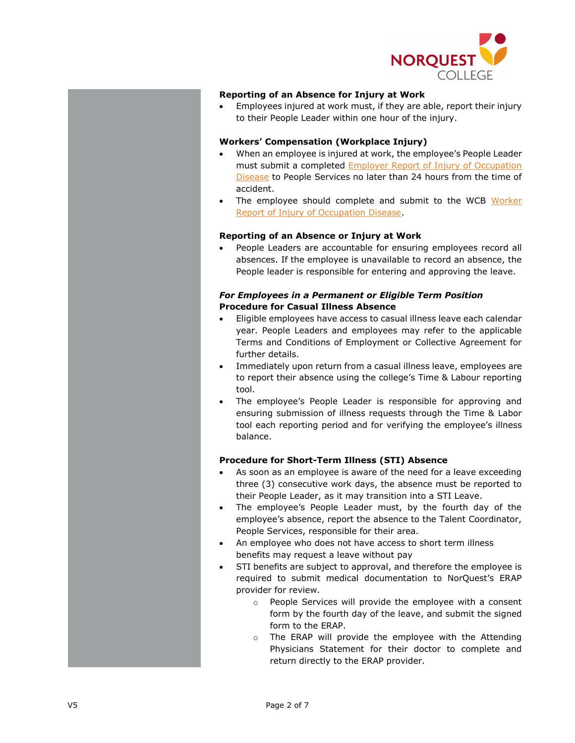**Reporting of an Absence for Injury at Work**

- Employees injured at work must, if they are able, report their injury to their People Leader within one hour of the injury.

**Workers' Compensation (Workplace Injury)**

- When an employee is injured at work, the employee's People Leader must submit a completed Employer Report of Injury of Occupation Disease to People Services no later than 24 hours from the time of accident.
- The employee should complete and submit to the WCB Worker Report of Injury of Occupation Disease.

**Reporting of an Absence or Injury at Work**

- People Leaders are accountable for ensuring employees record all absences. If the employee is unavailable to record an absence, the People leader is responsible for entering and approving the leave.

***For Employees in a Permanent or Eligible Term Position***
**Procedure for Casual Illness Absence**

- Eligible employees have access to casual illness leave each calendar year. People Leaders and employees may refer to the applicable Terms and Conditions of Employment or Collective Agreement for further details.
- Immediately upon return from a casual illness leave, employees are to report their absence using the college's Time & Labour reporting tool.
- The employee's People Leader is responsible for approving and ensuring submission of illness requests through the Time & Labor tool each reporting period and for verifying the employee's illness balance.

**Procedure for Short-Term Illness (STI) Absence**

- As soon as an employee is aware of the need for a leave exceeding three (3) consecutive work days, the absence must be reported to their People Leader, as it may transition into a STI Leave.
- The employee's People Leader must, by the fourth day of the employee's absence, report the absence to the Talent Coordinator, People Services, responsible for their area.
- An employee who does not have access to short term illness benefits may request a leave without pay
- STI benefits are subject to approval, and therefore the employee is required to submit medical documentation to NorQuest's ERAP provider for review.
    - People Services will provide the employee with a consent form by the fourth day of the leave, and submit the signed form to the ERAP.
    - The ERAP will provide the employee with the Attending Physicians Statement for their doctor to complete and return directly to the ERAP provider.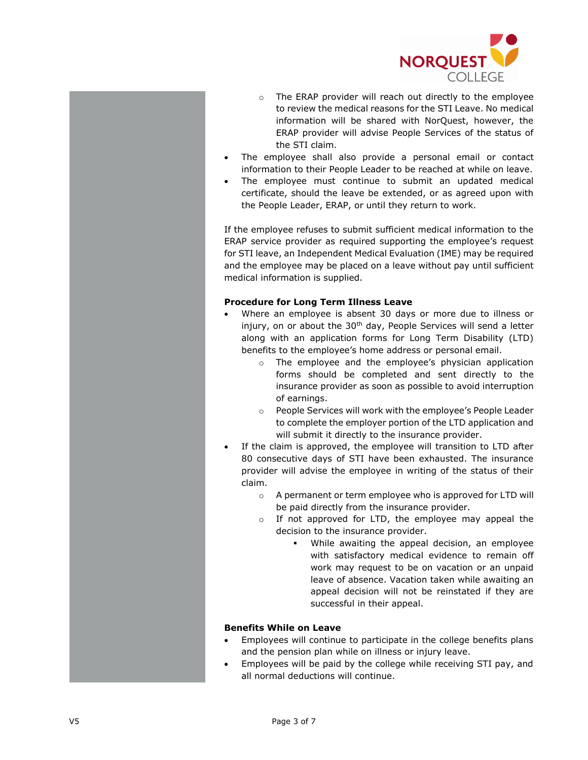- The ERAP provider will reach out directly to the employee to review the medical reasons for the STI Leave. No medical information will be shared with NorQuest, however, the ERAP provider will advise People Services of the status of the STI claim.
- The employee shall also provide a personal email or contact information to their People Leader to be reached at while on leave.
- The employee must continue to submit an updated medical certificate, should the leave be extended, or as agreed upon with the People Leader, ERAP, or until they return to work.

If the employee refuses to submit sufficient medical information to the ERAP service provider as required supporting the employee's request for STI leave, an Independent Medical Evaluation (IME) may be required and the employee may be placed on a leave without pay until sufficient medical information is supplied.

**Procedure for Long Term Illness Leave**

- Where an employee is absent 30 days or more due to illness or injury, on or about the 30th day, People Services will send a letter along with an application forms for Long Term Disability (LTD) benefits to the employee's home address or personal email.
  - The employee and the employee's physician application forms should be completed and sent directly to the insurance provider as soon as possible to avoid interruption of earnings.
  - People Services will work with the employee's People Leader to complete the employer portion of the LTD application and will submit it directly to the insurance provider.
- If the claim is approved, the employee will transition to LTD after 80 consecutive days of STI have been exhausted. The insurance provider will advise the employee in writing of the status of their claim.
  - A permanent or term employee who is approved for LTD will be paid directly from the insurance provider.
  - If not approved for LTD, the employee may appeal the decision to the insurance provider.
    - While awaiting the appeal decision, an employee with satisfactory medical evidence to remain off work may request to be on vacation or an unpaid leave of absence. Vacation taken while awaiting an appeal decision will not be reinstated if they are successful in their appeal.

**Benefits While on Leave**

- Employees will continue to participate in the college benefits plans and the pension plan while on illness or injury leave.
- Employees will be paid by the college while receiving STI pay, and all normal deductions will continue.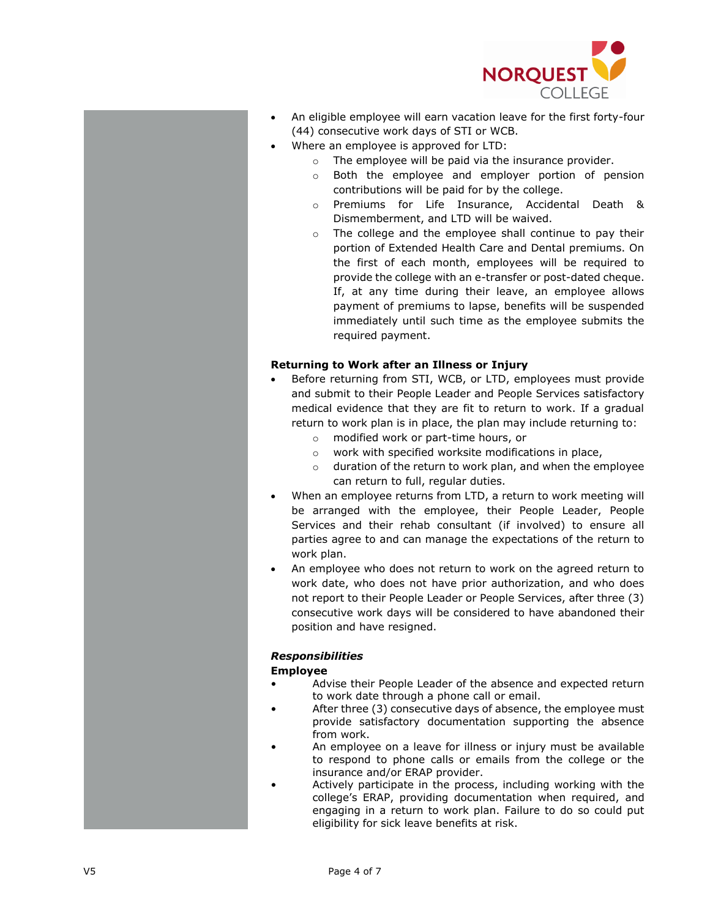- An eligible employee will earn vacation leave for the first forty-four (44) consecutive work days of STI or WCB.
- Where an employee is approved for LTD:
  - The employee will be paid via the insurance provider.
  - Both the employee and employer portion of pension contributions will be paid for by the college.
  - Premiums for Life Insurance, Accidental Death & Dismemberment, and LTD will be waived.
  - The college and the employee shall continue to pay their portion of Extended Health Care and Dental premiums. On the first of each month, employees will be required to provide the college with an e-transfer or post-dated cheque. If, at any time during their leave, an employee allows payment of premiums to lapse, benefits will be suspended immediately until such time as the employee submits the required payment.

**Returning to Work after an Illness or Injury**

- Before returning from STI, WCB, or LTD, employees must provide and submit to their People Leader and People Services satisfactory medical evidence that they are fit to return to work. If a gradual return to work plan is in place, the plan may include returning to:
  - modified work or part-time hours, or
  - work with specified worksite modifications in place,
  - duration of the return to work plan, and when the employee can return to full, regular duties.
- When an employee returns from LTD, a return to work meeting will be arranged with the employee, their People Leader, People Services and their rehab consultant (if involved) to ensure all parties agree to and can manage the expectations of the return to work plan.
- An employee who does not return to work on the agreed return to work date, who does not have prior authorization, and who does not report to their People Leader or People Services, after three (3) consecutive work days will be considered to have abandoned their position and have resigned.

***Responsibilities***

**Employee**

- Advise their People Leader of the absence and expected return to work date through a phone call or email.
- After three (3) consecutive days of absence, the employee must provide satisfactory documentation supporting the absence from work.
- An employee on a leave for illness or injury must be available to respond to phone calls or emails from the college or the insurance and/or ERAP provider.
- Actively participate in the process, including working with the college's ERAP, providing documentation when required, and engaging in a return to work plan. Failure to do so could put eligibility for sick leave benefits at risk.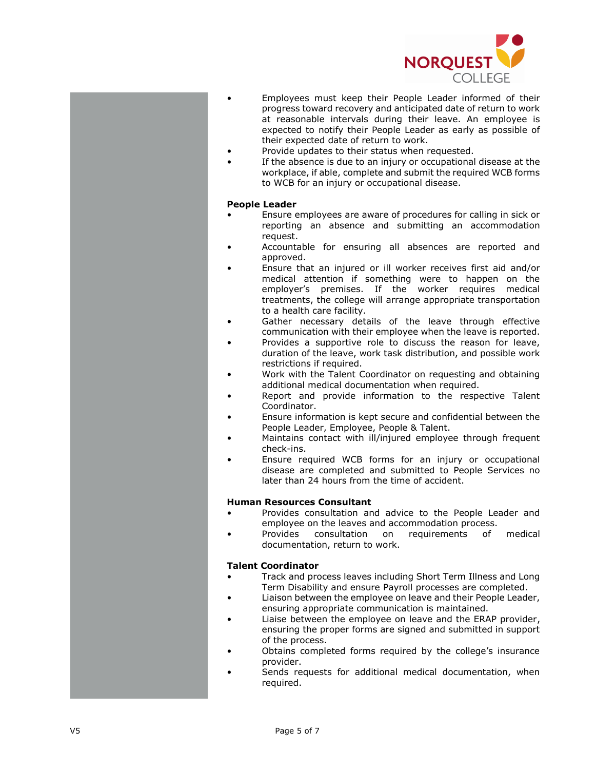- Employees must keep their People Leader informed of their progress toward recovery and anticipated date of return to work at reasonable intervals during their leave. An employee is expected to notify their People Leader as early as possible of their expected date of return to work.
- Provide updates to their status when requested.
- If the absence is due to an injury or occupational disease at the workplace, if able, complete and submit the required WCB forms to WCB for an injury or occupational disease.

**People Leader**

- Ensure employees are aware of procedures for calling in sick or reporting an absence and submitting an accommodation request.
- Accountable for ensuring all absences are reported and approved.
- Ensure that an injured or ill worker receives first aid and/or medical attention if something were to happen on the employer's premises. If the worker requires medical treatments, the college will arrange appropriate transportation to a health care facility.
- Gather necessary details of the leave through effective communication with their employee when the leave is reported.
- Provides a supportive role to discuss the reason for leave, duration of the leave, work task distribution, and possible work restrictions if required.
- Work with the Talent Coordinator on requesting and obtaining additional medical documentation when required.
- Report and provide information to the respective Talent Coordinator.
- Ensure information is kept secure and confidential between the People Leader, Employee, People & Talent.
- Maintains contact with ill/injured employee through frequent check-ins.
- Ensure required WCB forms for an injury or occupational disease are completed and submitted to People Services no later than 24 hours from the time of accident.

**Human Resources Consultant**

- Provides consultation and advice to the People Leader and employee on the leaves and accommodation process.
- Provides consultation on requirements of medical documentation, return to work.

**Talent Coordinator**

- Track and process leaves including Short Term Illness and Long Term Disability and ensure Payroll processes are completed.
- Liaison between the employee on leave and their People Leader, ensuring appropriate communication is maintained.
- Liaise between the employee on leave and the ERAP provider, ensuring the proper forms are signed and submitted in support of the process.
- Obtains completed forms required by the college's insurance provider.
- Sends requests for additional medical documentation, when required.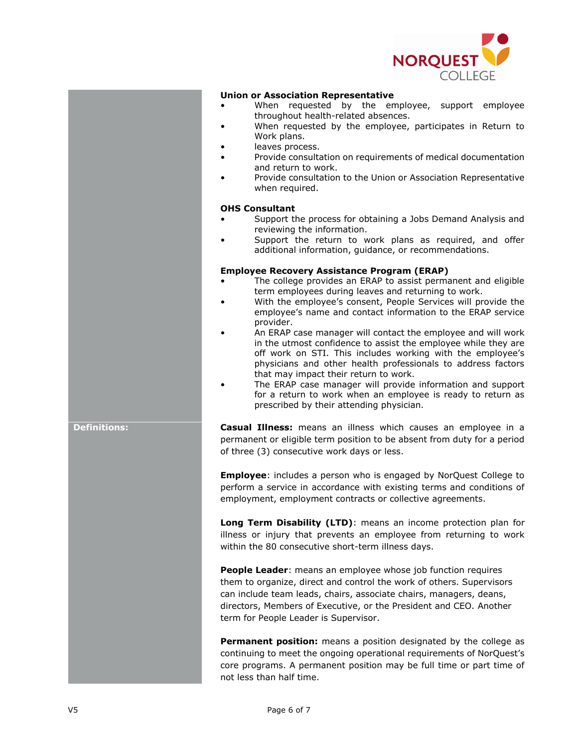**Union or Association Representative**

- When requested by the employee, support employee throughout health-related absences.
- When requested by the employee, participates in Return to Work plans.
- leaves process.
- Provide consultation on requirements of medical documentation and return to work.
- Provide consultation to the Union or Association Representative when required.

**OHS Consultant**

- Support the process for obtaining a Jobs Demand Analysis and reviewing the information.
- Support the return to work plans as required, and offer additional information, guidance, or recommendations.

**Employee Recovery Assistance Program (ERAP)**

- The college provides an ERAP to assist permanent and eligible term employees during leaves and returning to work.
- With the employee's consent, People Services will provide the employee's name and contact information to the ERAP service provider.
- An ERAP case manager will contact the employee and will work in the utmost confidence to assist the employee while they are off work on STI. This includes working with the employee's physicians and other health professionals to address factors that may impact their return to work.
- The ERAP case manager will provide information and support for a return to work when an employee is ready to return as prescribed by their attending physician.

## Definitions:

**Casual Illness:** means an illness which causes an employee in a permanent or eligible term position to be absent from duty for a period of three (3) consecutive work days or less.

**Employee**: includes a person who is engaged by NorQuest College to perform a service in accordance with existing terms and conditions of employment, employment contracts or collective agreements.

**Long Term Disability (LTD)**: means an income protection plan for illness or injury that prevents an employee from returning to work within the 80 consecutive short-term illness days.

**People Leader**: means an employee whose job function requires them to organize, direct and control the work of others. Supervisors can include team leads, chairs, associate chairs, managers, deans, directors, Members of Executive, or the President and CEO. Another term for People Leader is Supervisor.

**Permanent position:** means a position designated by the college as continuing to meet the ongoing operational requirements of NorQuest's core programs. A permanent position may be full time or part time of not less than half time.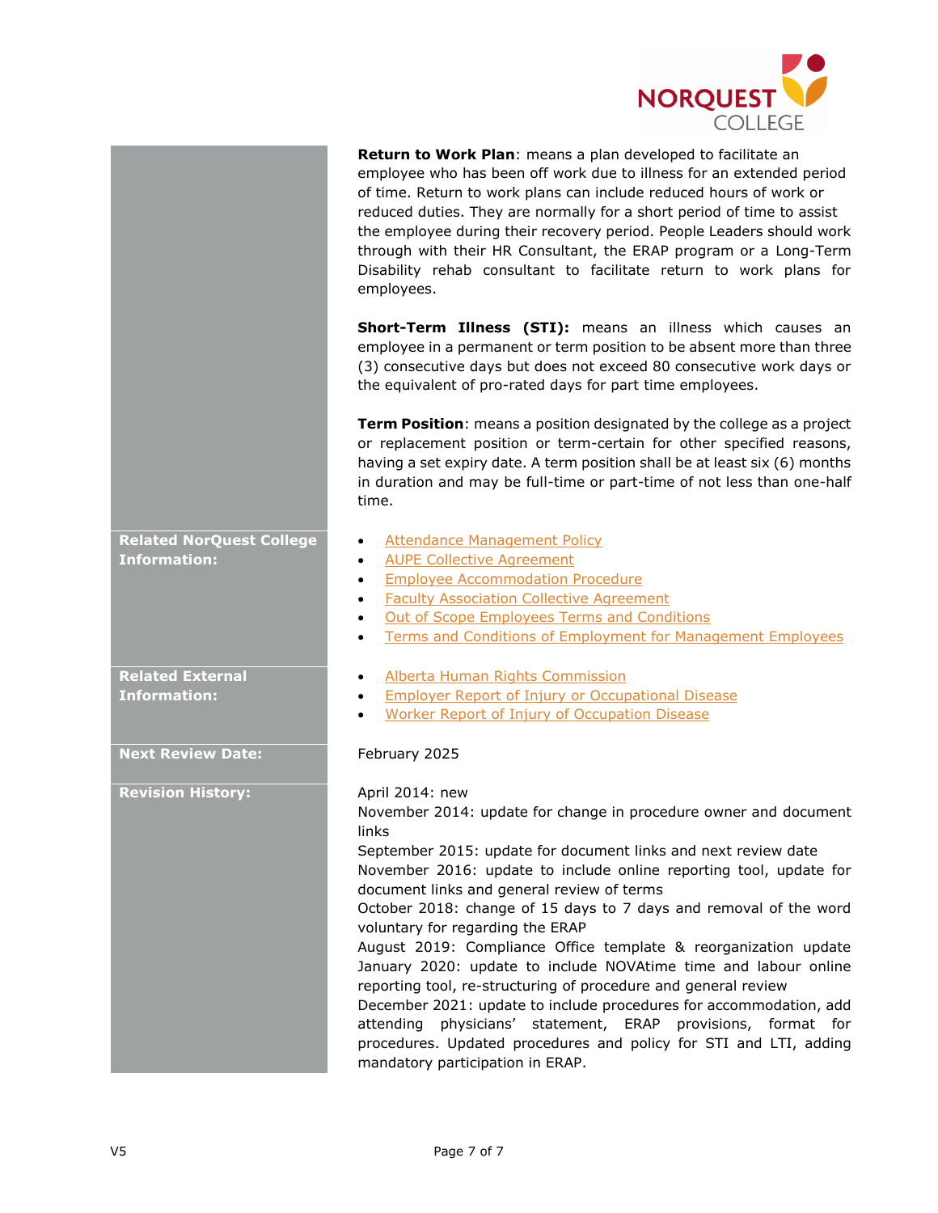**Return to Work Plan**: means a plan developed to facilitate an employee who has been off work due to illness for an extended period of time. Return to work plans can include reduced hours of work or reduced duties. They are normally for a short period of time to assist the employee during their recovery period. People Leaders should work through with their HR Consultant, the ERAP program or a Long-Term Disability rehab consultant to facilitate return to work plans for employees.

**Short-Term Illness (STI):** means an illness which causes an employee in a permanent or term position to be absent more than three (3) consecutive days but does not exceed 80 consecutive work days or the equivalent of pro-rated days for part time employees.

**Term Position**: means a position designated by the college as a project or replacement position or term-certain for other specified reasons, having a set expiry date. A term position shall be at least six (6) months in duration and may be full-time or part-time of not less than one-half time.

| | |
|---|---|
| **Related NorQuest College Information:** | • Attendance Management Policy<br>• AUPE Collective Agreement<br>• Employee Accommodation Procedure<br>• Faculty Association Collective Agreement<br>• Out of Scope Employees Terms and Conditions<br>• Terms and Conditions of Employment for Management Employees |
| **Related External Information:** | • Alberta Human Rights Commission<br>• Employer Report of Injury or Occupational Disease<br>• Worker Report of Injury of Occupation Disease |
| **Next Review Date:** | February 2025 |
| **Revision History:** | April 2014: new<br>November 2014: update for change in procedure owner and document links<br>September 2015: update for document links and next review date<br>November 2016: update to include online reporting tool, update for document links and general review of terms<br>October 2018: change of 15 days to 7 days and removal of the word voluntary for regarding the ERAP<br>August 2019: Compliance Office template & reorganization update<br>January 2020: update to include NOVAtime time and labour online reporting tool, re-structuring of procedure and general review<br>December 2021: update to include procedures for accommodation, add attending physicians' statement, ERAP provisions, format for procedures. Updated procedures and policy for STI and LTI, adding mandatory participation in ERAP. |